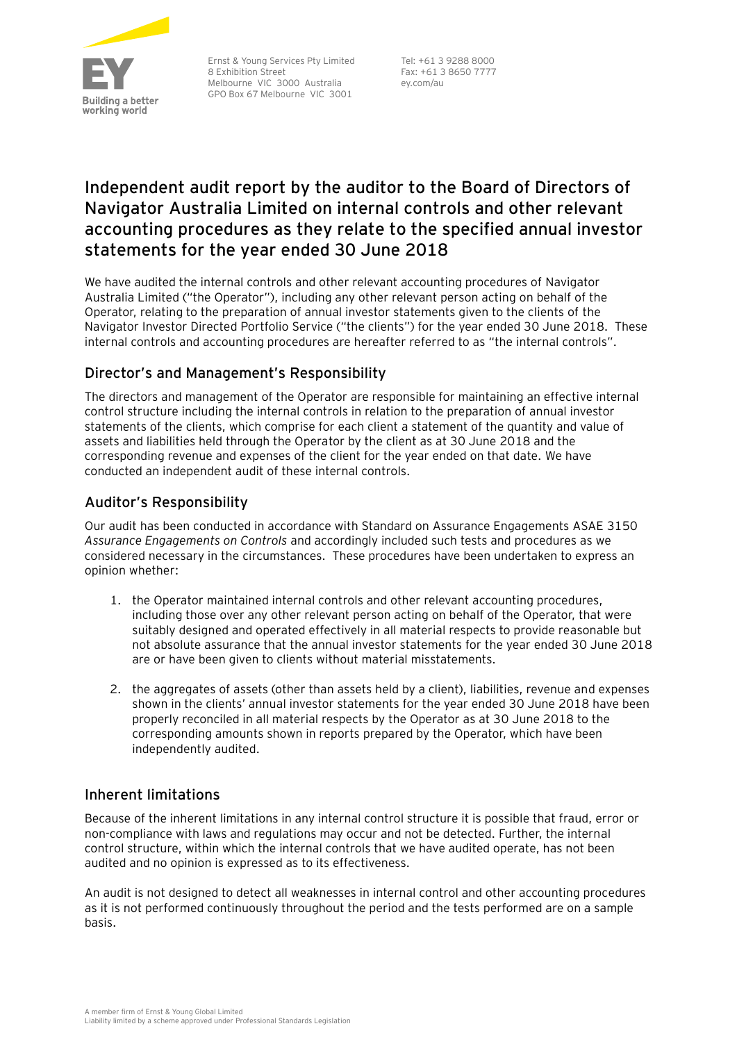Ernst & Young Services Pty Limited
8 Exhibition Street
Melbourne VIC 3000 Australia
GPO Box 67 Melbourne VIC 3001

Tel: +61 3 9288 8000
Fax: +61 3 8650 7777
ey.com/au

# Independent audit report by the auditor to the Board of Directors of Navigator Australia Limited on internal controls and other relevant accounting procedures as they relate to the specified annual investor statements for the year ended 30 June 2018

We have audited the internal controls and other relevant accounting procedures of Navigator Australia Limited ("the Operator"), including any other relevant person acting on behalf of the Operator, relating to the preparation of annual investor statements given to the clients of the Navigator Investor Directed Portfolio Service ("the clients") for the year ended 30 June 2018. These internal controls and accounting procedures are hereafter referred to as "the internal controls".

## Director's and Management's Responsibility

The directors and management of the Operator are responsible for maintaining an effective internal control structure including the internal controls in relation to the preparation of annual investor statements of the clients, which comprise for each client a statement of the quantity and value of assets and liabilities held through the Operator by the client as at 30 June 2018 and the corresponding revenue and expenses of the client for the year ended on that date. We have conducted an independent audit of these internal controls.

## Auditor's Responsibility

Our audit has been conducted in accordance with Standard on Assurance Engagements ASAE 3150 *Assurance Engagements on Controls* and accordingly included such tests and procedures as we considered necessary in the circumstances. These procedures have been undertaken to express an opinion whether:

1. the Operator maintained internal controls and other relevant accounting procedures, including those over any other relevant person acting on behalf of the Operator, that were suitably designed and operated effectively in all material respects to provide reasonable but not absolute assurance that the annual investor statements for the year ended 30 June 2018 are or have been given to clients without material misstatements.

2. the aggregates of assets (other than assets held by a client), liabilities, revenue and expenses shown in the clients' annual investor statements for the year ended 30 June 2018 have been properly reconciled in all material respects by the Operator as at 30 June 2018 to the corresponding amounts shown in reports prepared by the Operator, which have been independently audited.

## Inherent limitations

Because of the inherent limitations in any internal control structure it is possible that fraud, error or non-compliance with laws and regulations may occur and not be detected. Further, the internal control structure, within which the internal controls that we have audited operate, has not been audited and no opinion is expressed as to its effectiveness.

An audit is not designed to detect all weaknesses in internal control and other accounting procedures as it is not performed continuously throughout the period and the tests performed are on a sample basis.

A member firm of Ernst & Young Global Limited
Liability limited by a scheme approved under Professional Standards Legislation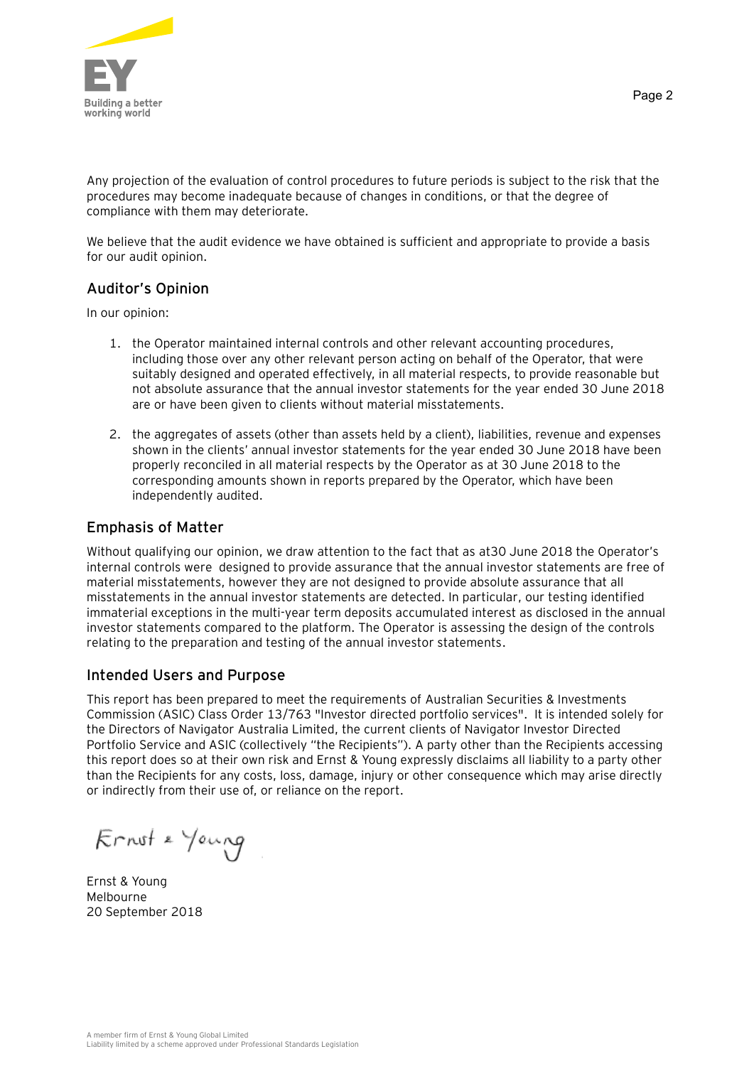Any projection of the evaluation of control procedures to future periods is subject to the risk that the procedures may become inadequate because of changes in conditions, or that the degree of compliance with them may deteriorate.

We believe that the audit evidence we have obtained is sufficient and appropriate to provide a basis for our audit opinion.

## Auditor's Opinion

In our opinion:

1. the Operator maintained internal controls and other relevant accounting procedures, including those over any other relevant person acting on behalf of the Operator, that were suitably designed and operated effectively, in all material respects, to provide reasonable but not absolute assurance that the annual investor statements for the year ended 30 June 2018 are or have been given to clients without material misstatements.

2. the aggregates of assets (other than assets held by a client), liabilities, revenue and expenses shown in the clients' annual investor statements for the year ended 30 June 2018 have been properly reconciled in all material respects by the Operator as at 30 June 2018 to the corresponding amounts shown in reports prepared by the Operator, which have been independently audited.

## Emphasis of Matter

Without qualifying our opinion, we draw attention to the fact that as at30 June 2018 the Operator's internal controls were designed to provide assurance that the annual investor statements are free of material misstatements, however they are not designed to provide absolute assurance that all misstatements in the annual investor statements are detected. In particular, our testing identified immaterial exceptions in the multi-year term deposits accumulated interest as disclosed in the annual investor statements compared to the platform. The Operator is assessing the design of the controls relating to the preparation and testing of the annual investor statements.

## Intended Users and Purpose

This report has been prepared to meet the requirements of Australian Securities & Investments Commission (ASIC) Class Order 13/763 "Investor directed portfolio services". It is intended solely for the Directors of Navigator Australia Limited, the current clients of Navigator Investor Directed Portfolio Service and ASIC (collectively "the Recipients"). A party other than the Recipients accessing this report does so at their own risk and Ernst & Young expressly disclaims all liability to a party other than the Recipients for any costs, loss, damage, injury or other consequence which may arise directly or indirectly from their use of, or reliance on the report.

Ernst & Young

Ernst & Young
Melbourne
20 September 2018

A member firm of Ernst & Young Global Limited
Liability limited by a scheme approved under Professional Standards Legislation